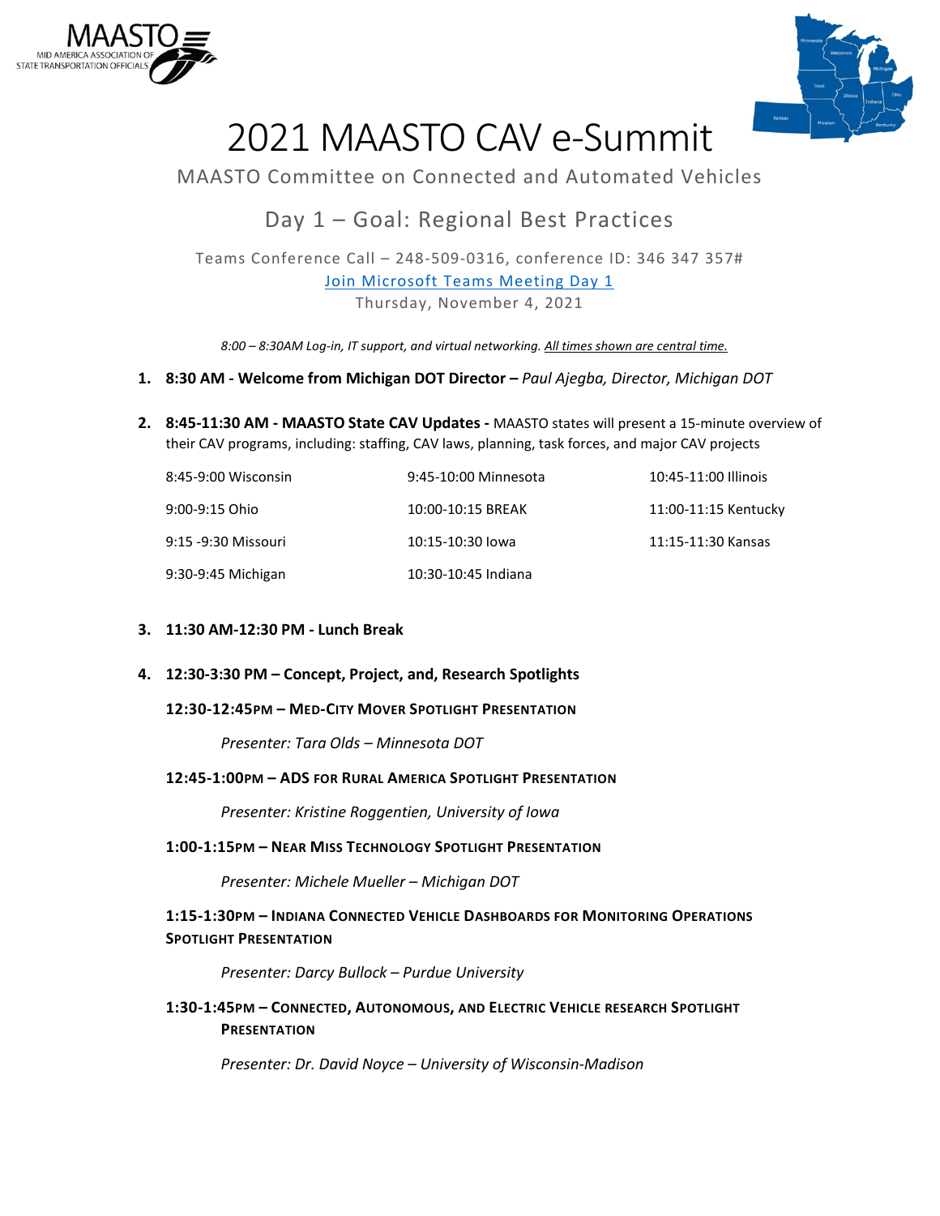# 2021 MAASTO CAV e-Summit

MAASTO Committee on Connected and Automated Vehicles

## Day 1 – Goal: Regional Best Practices

Teams Conference Call – 248-509-0316, conference ID: 346 347 357#

Join Microsoft Teams Meeting Day 1

Thursday, November 4, 2021

*8:00 – 8:30AM Log-in, IT support, and virtual networking. All times shown are central time.*

1. **8:30 AM - Welcome from Michigan DOT Director –** *Paul Ajegba, Director, Michigan DOT*

2. **8:45-11:30 AM - MAASTO State CAV Updates -** MAASTO states will present a 15-minute overview of their CAV programs, including: staffing, CAV laws, planning, task forces, and major CAV projects

| | | |
|---|---|---|
| 8:45-9:00 Wisconsin | 9:45-10:00 Minnesota | 10:45-11:00 Illinois |
| 9:00-9:15 Ohio | 10:00-10:15 BREAK | 11:00-11:15 Kentucky |
| 9:15 -9:30 Missouri | 10:15-10:30 Iowa | 11:15-11:30 Kansas |
| 9:30-9:45 Michigan | 10:30-10:45 Indiana | |

3. **11:30 AM-12:30 PM - Lunch Break**

4. **12:30-3:30 PM – Concept, Project, and, Research Spotlights**

**12:30-12:45PM – MED-CITY MOVER SPOTLIGHT PRESENTATION**

*Presenter: Tara Olds – Minnesota DOT*

**12:45-1:00PM – ADS FOR RURAL AMERICA SPOTLIGHT PRESENTATION**

*Presenter: Kristine Roggentien, University of Iowa*

**1:00-1:15PM – NEAR MISS TECHNOLOGY SPOTLIGHT PRESENTATION**

*Presenter: Michele Mueller – Michigan DOT*

**1:15-1:30PM – INDIANA CONNECTED VEHICLE DASHBOARDS FOR MONITORING OPERATIONS SPOTLIGHT PRESENTATION**

*Presenter: Darcy Bullock – Purdue University*

**1:30-1:45PM – CONNECTED, AUTONOMOUS, AND ELECTRIC VEHICLE RESEARCH SPOTLIGHT PRESENTATION**

*Presenter: Dr. David Noyce – University of Wisconsin-Madison*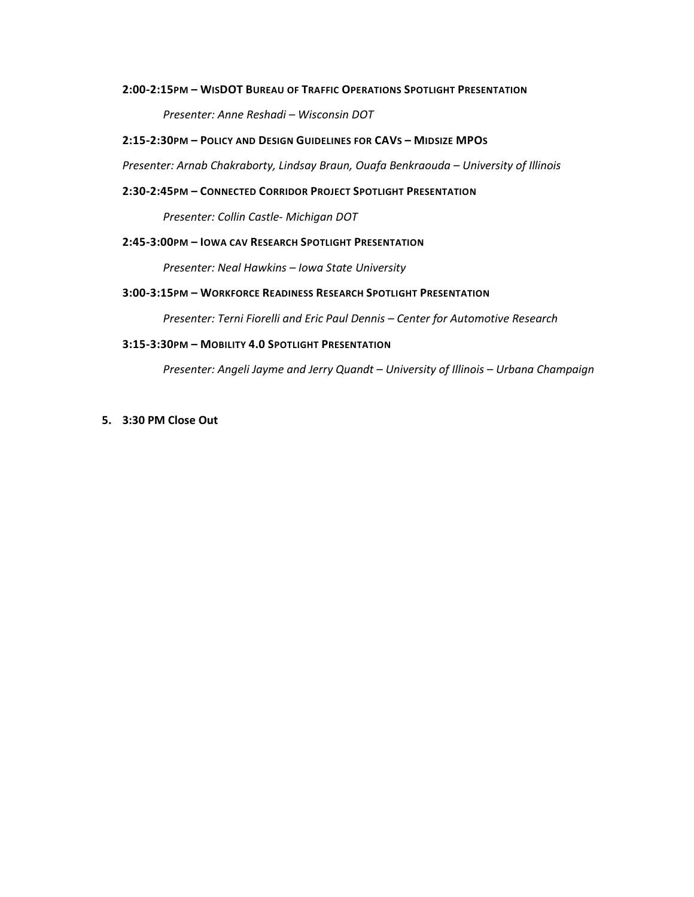**2:00-2:15PM – WISDOT BUREAU OF TRAFFIC OPERATIONS SPOTLIGHT PRESENTATION**

*Presenter: Anne Reshadi – Wisconsin DOT*

**2:15-2:30PM – POLICY AND DESIGN GUIDELINES FOR CAVS – MIDSIZE MPOS**

*Presenter: Arnab Chakraborty, Lindsay Braun, Ouafa Benkraouda – University of Illinois*

**2:30-2:45PM – CONNECTED CORRIDOR PROJECT SPOTLIGHT PRESENTATION**

*Presenter: Collin Castle- Michigan DOT*

**2:45-3:00PM – IOWA CAV RESEARCH SPOTLIGHT PRESENTATION**

*Presenter: Neal Hawkins – Iowa State University*

**3:00-3:15PM – WORKFORCE READINESS RESEARCH SPOTLIGHT PRESENTATION**

*Presenter: Terni Fiorelli and Eric Paul Dennis – Center for Automotive Research*

**3:15-3:30PM – MOBILITY 4.0 SPOTLIGHT PRESENTATION**

*Presenter: Angeli Jayme and Jerry Quandt – University of Illinois – Urbana Champaign*

5. **3:30 PM Close Out**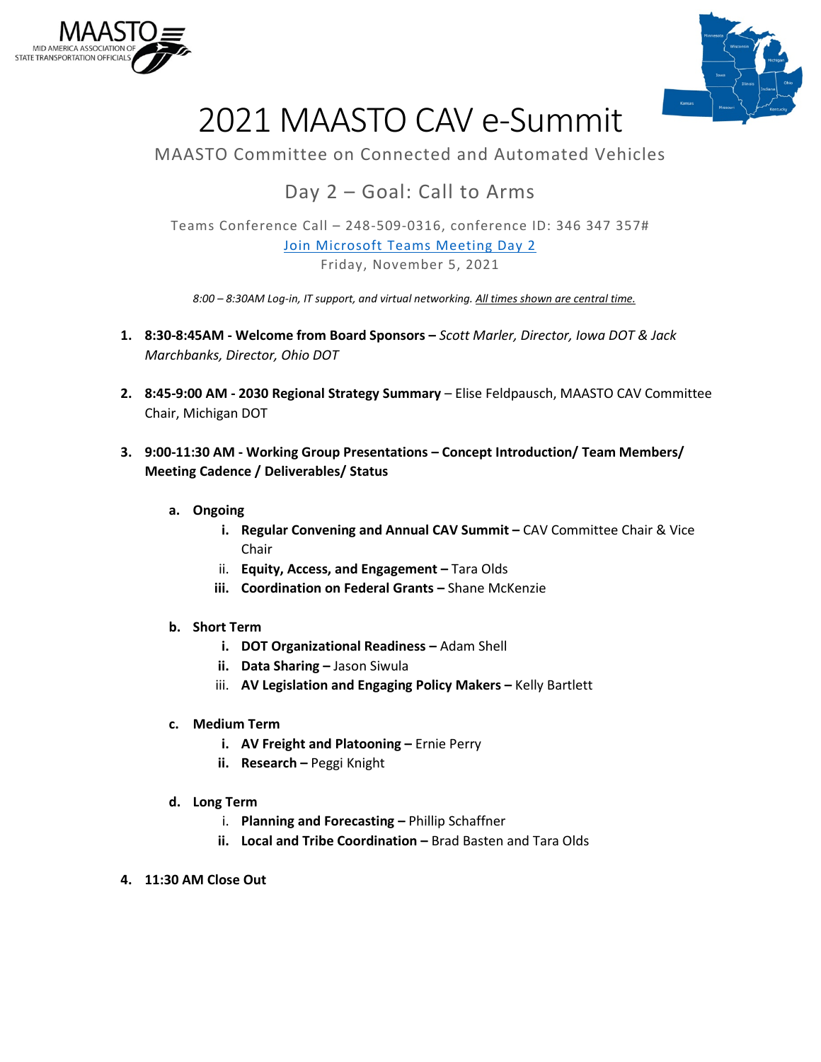MAASTO
MID AMERICA ASSOCIATION OF STATE TRANSPORTATION OFFICIALS

# 2021 MAASTO CAV e-Summit

## MAASTO Committee on Connected and Automated Vehicles

## Day 2 – Goal: Call to Arms

Teams Conference Call – 248-509-0316, conference ID: 346 347 357#

Join Microsoft Teams Meeting Day 2

Friday, November 5, 2021

*8:00 – 8:30AM Log-in, IT support, and virtual networking. All times shown are central time.*

1. **8:30-8:45AM - Welcome from Board Sponsors –** *Scott Marler, Director, Iowa DOT & Jack Marchbanks, Director, Ohio DOT*

2. **8:45-9:00 AM - 2030 Regional Strategy Summary** – Elise Feldpausch, MAASTO CAV Committee Chair, Michigan DOT

3. **9:00-11:30 AM - Working Group Presentations – Concept Introduction/ Team Members/ Meeting Cadence / Deliverables/ Status**

   a. **Ongoing**
      i. **Regular Convening and Annual CAV Summit –** CAV Committee Chair & Vice Chair
      ii. **Equity, Access, and Engagement –** Tara Olds
      iii. **Coordination on Federal Grants –** Shane McKenzie

   b. **Short Term**
      i. **DOT Organizational Readiness –** Adam Shell
      ii. **Data Sharing –** Jason Siwula
      iii. **AV Legislation and Engaging Policy Makers –** Kelly Bartlett

   c. **Medium Term**
      i. **AV Freight and Platooning –** Ernie Perry
      ii. **Research –** Peggi Knight

   d. **Long Term**
      i. **Planning and Forecasting –** Phillip Schaffner
      ii. **Local and Tribe Coordination –** Brad Basten and Tara Olds

4. **11:30 AM Close Out**